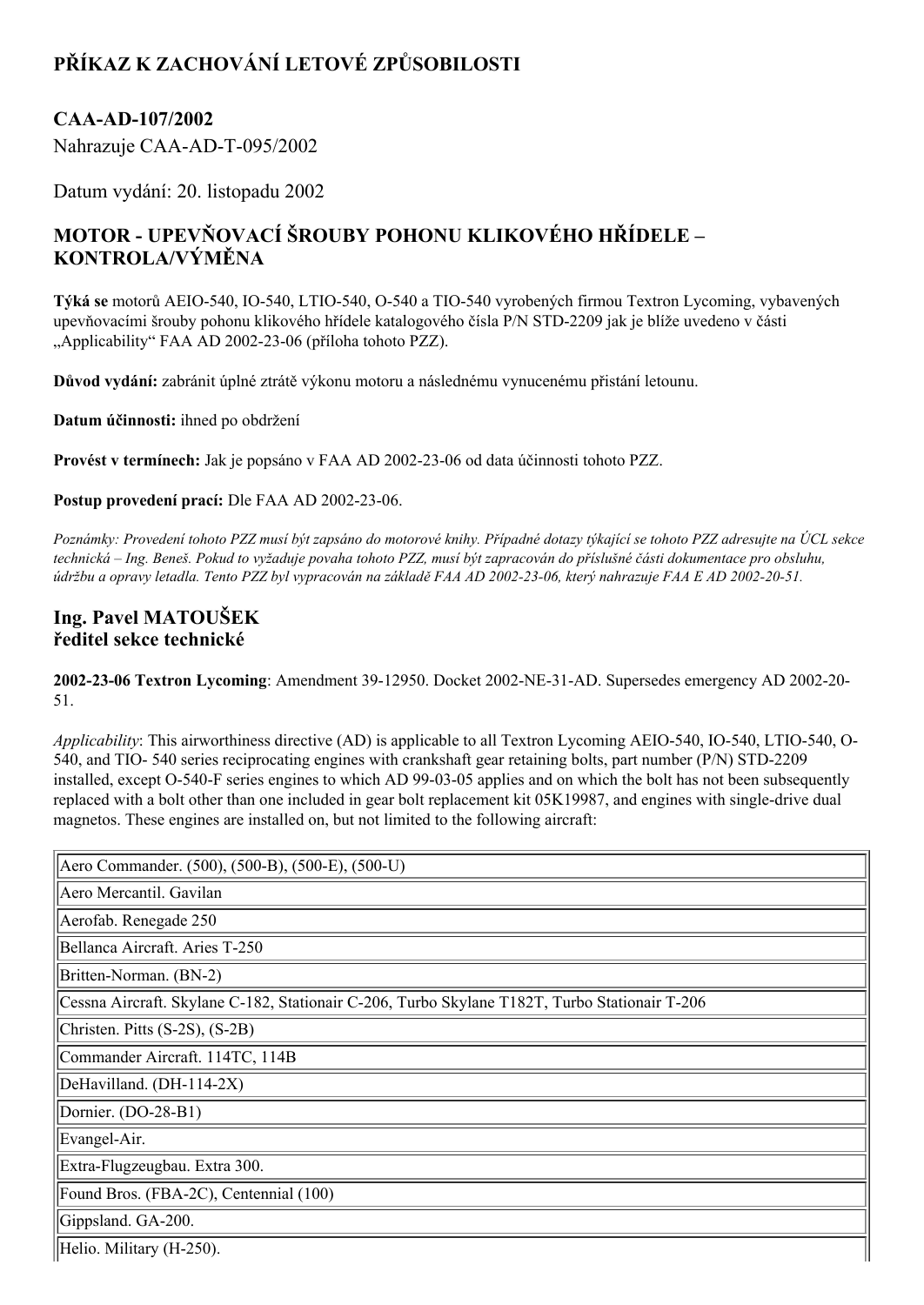# PŘÍKAZ K ZACHOVÁNÍ LETOVÉ ZPŮSOBILOSTI

## CAA-AD-107/2002

Nahrazuje CAA-AD-T-095/2002

Datum vydání: 20. listopadu 2002

## MOTOR - UPEVŇOVACÍ ŠROUBY POHONU KLIKOVÉHO HŘÍDELE – KONTROLA/VÝMĚNA

**Týká se** motorů AEIO-540, IO-540, LTIO-540, O-540 a TIO-540 vyrobených firmou Textron Lycoming, vybavených upevňovacími šrouby pohonu klikového hřídele katalogového čísla P/N STD-2209 jak je blíže uvedeno v části „Applicability" FAA AD 2002-23-06 (příloha tohoto PZZ).

**Důvod vydání:** zabránit úplné ztrátě výkonu motoru a následnému vynucenému přistání letounu.

**Datum účinnosti:** ihned po obdržení

**Provést v termínech:** Jak je popsáno v FAA AD 2002-23-06 od data účinnosti tohoto PZZ.

**Postup provedení prací:** Dle FAA AD 2002-23-06.

*Poznámky: Provedení tohoto PZZ musí být zapsáno do motorové knihy. Případné dotazy týkající se tohoto PZZ adresujte na ÚCL sekce technická – Ing. Beneš. Pokud to vyžaduje povaha tohoto PZZ, musí být zapracován do příslušné části dokumentace pro obsluhu, údržbu a opravy letadla. Tento PZZ byl vypracován na základě FAA AD 2002-23-06, který nahrazuje FAA E AD 2002-20-51.*

### Ing. Pavel MATOUŠEK
### ředitel sekce technické

**2002-23-06 Textron Lycoming**: Amendment 39-12950. Docket 2002-NE-31-AD. Supersedes emergency AD 2002-20-51.

*Applicability*: This airworthiness directive (AD) is applicable to all Textron Lycoming AEIO-540, IO-540, LTIO-540, O-540, and TIO- 540 series reciprocating engines with crankshaft gear retaining bolts, part number (P/N) STD-2209 installed, except O-540-F series engines to which AD 99-03-05 applies and on which the bolt has not been subsequently replaced with a bolt other than one included in gear bolt replacement kit 05K19987, and engines with single-drive dual magnetos. These engines are installed on, but not limited to the following aircraft:

| |
|---|
| Aero Commander. (500), (500-B), (500-E), (500-U) |
| Aero Mercantil. Gavilan |
| Aerofab. Renegade 250 |
| Bellanca Aircraft. Aries T-250 |
| Britten-Norman. (BN-2) |
| Cessna Aircraft. Skylane C-182, Stationair C-206, Turbo Skylane T182T, Turbo Stationair T-206 |
| Christen. Pitts (S-2S), (S-2B) |
| Commander Aircraft. 114TC, 114B |
| DeHavilland. (DH-114-2X) |
| Dornier. (DO-28-B1) |
| Evangel-Air. |
| Extra-Flugzeugbau. Extra 300. |
| Found Bros. (FBA-2C), Centennial (100) |
| Gippsland. GA-200. |
| Helio. Military (H-250). |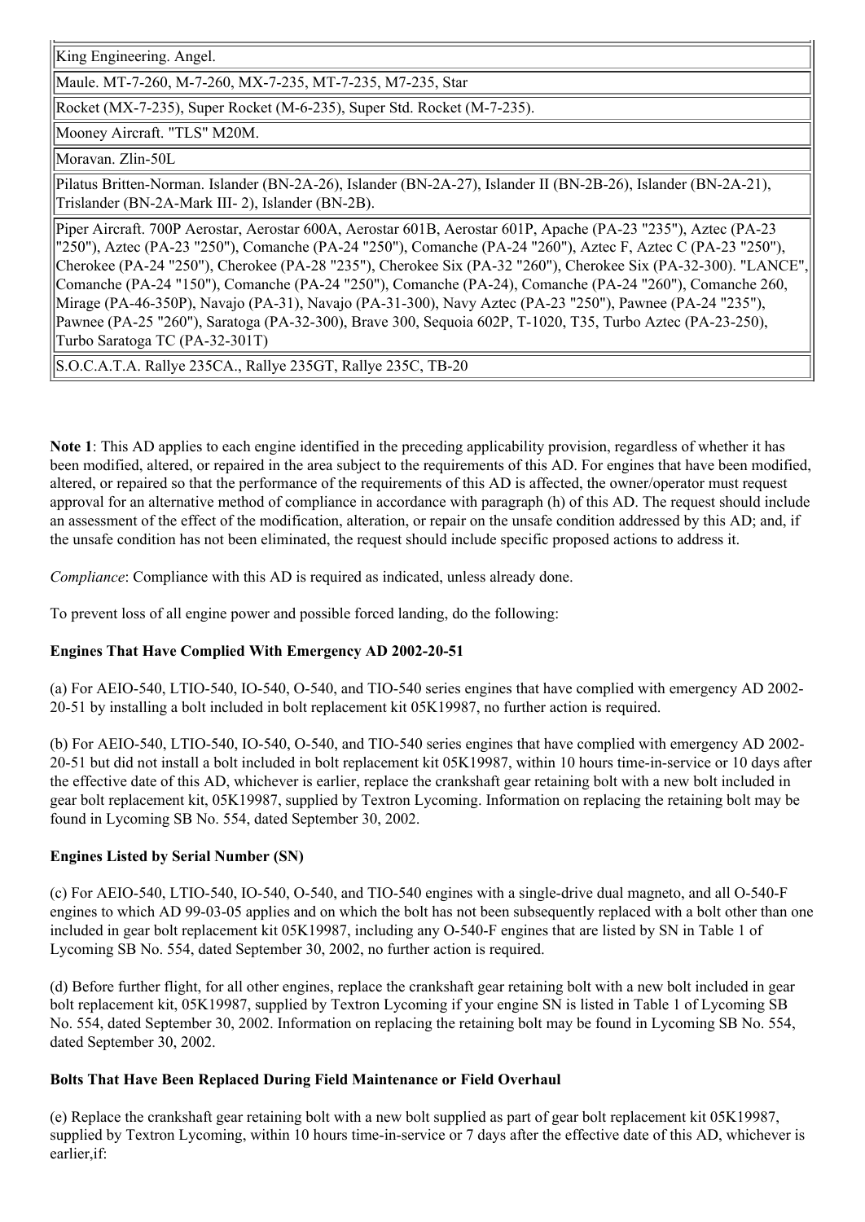| |
|---|
| King Engineering. Angel. |
| Maule. MT-7-260, M-7-260, MX-7-235, MT-7-235, M7-235, Star |
| Rocket (MX-7-235), Super Rocket (M-6-235), Super Std. Rocket (M-7-235). |
| Mooney Aircraft. "TLS" M20M. |
| Moravan. Zlin-50L |
| Pilatus Britten-Norman. Islander (BN-2A-26), Islander (BN-2A-27), Islander II (BN-2B-26), Islander (BN-2A-21), Trislander (BN-2A-Mark III- 2), Islander (BN-2B). |
| Piper Aircraft. 700P Aerostar, Aerostar 600A, Aerostar 601B, Aerostar 601P, Apache (PA-23 "235"), Aztec (PA-23 "250"), Aztec (PA-23 "250"), Comanche (PA-24 "250"), Comanche (PA-24 "260"), Aztec F, Aztec C (PA-23 "250"), Cherokee (PA-24 "250"), Cherokee (PA-28 "235"), Cherokee Six (PA-32 "260"), Cherokee Six (PA-32-300). "LANCE", Comanche (PA-24 "150"), Comanche (PA-24 "250"), Comanche (PA-24), Comanche (PA-24 "260"), Comanche 260, Mirage (PA-46-350P), Navajo (PA-31), Navajo (PA-31-300), Navy Aztec (PA-23 "250"), Pawnee (PA-24 "235"), Pawnee (PA-25 "260"), Saratoga (PA-32-300), Brave 300, Sequoia 602P, T-1020, T35, Turbo Aztec (PA-23-250), Turbo Saratoga TC (PA-32-301T) |
| S.O.C.A.T.A. Rallye 235CA., Rallye 235GT, Rallye 235C, TB-20 |

**Note 1**: This AD applies to each engine identified in the preceding applicability provision, regardless of whether it has been modified, altered, or repaired in the area subject to the requirements of this AD. For engines that have been modified, altered, or repaired so that the performance of the requirements of this AD is affected, the owner/operator must request approval for an alternative method of compliance in accordance with paragraph (h) of this AD. The request should include an assessment of the effect of the modification, alteration, or repair on the unsafe condition addressed by this AD; and, if the unsafe condition has not been eliminated, the request should include specific proposed actions to address it.

*Compliance*: Compliance with this AD is required as indicated, unless already done.

To prevent loss of all engine power and possible forced landing, do the following:

**Engines That Have Complied With Emergency AD 2002-20-51**

(a) For AEIO-540, LTIO-540, IO-540, O-540, and TIO-540 series engines that have complied with emergency AD 2002-20-51 by installing a bolt included in bolt replacement kit 05K19987, no further action is required.

(b) For AEIO-540, LTIO-540, IO-540, O-540, and TIO-540 series engines that have complied with emergency AD 2002-20-51 but did not install a bolt included in bolt replacement kit 05K19987, within 10 hours time-in-service or 10 days after the effective date of this AD, whichever is earlier, replace the crankshaft gear retaining bolt with a new bolt included in gear bolt replacement kit, 05K19987, supplied by Textron Lycoming. Information on replacing the retaining bolt may be found in Lycoming SB No. 554, dated September 30, 2002.

**Engines Listed by Serial Number (SN)**

(c) For AEIO-540, LTIO-540, IO-540, O-540, and TIO-540 engines with a single-drive dual magneto, and all O-540-F engines to which AD 99-03-05 applies and on which the bolt has not been subsequently replaced with a bolt other than one included in gear bolt replacement kit 05K19987, including any O-540-F engines that are listed by SN in Table 1 of Lycoming SB No. 554, dated September 30, 2002, no further action is required.

(d) Before further flight, for all other engines, replace the crankshaft gear retaining bolt with a new bolt included in gear bolt replacement kit, 05K19987, supplied by Textron Lycoming if your engine SN is listed in Table 1 of Lycoming SB No. 554, dated September 30, 2002. Information on replacing the retaining bolt may be found in Lycoming SB No. 554, dated September 30, 2002.

**Bolts That Have Been Replaced During Field Maintenance or Field Overhaul**

(e) Replace the crankshaft gear retaining bolt with a new bolt supplied as part of gear bolt replacement kit 05K19987, supplied by Textron Lycoming, within 10 hours time-in-service or 7 days after the effective date of this AD, whichever is earlier,if: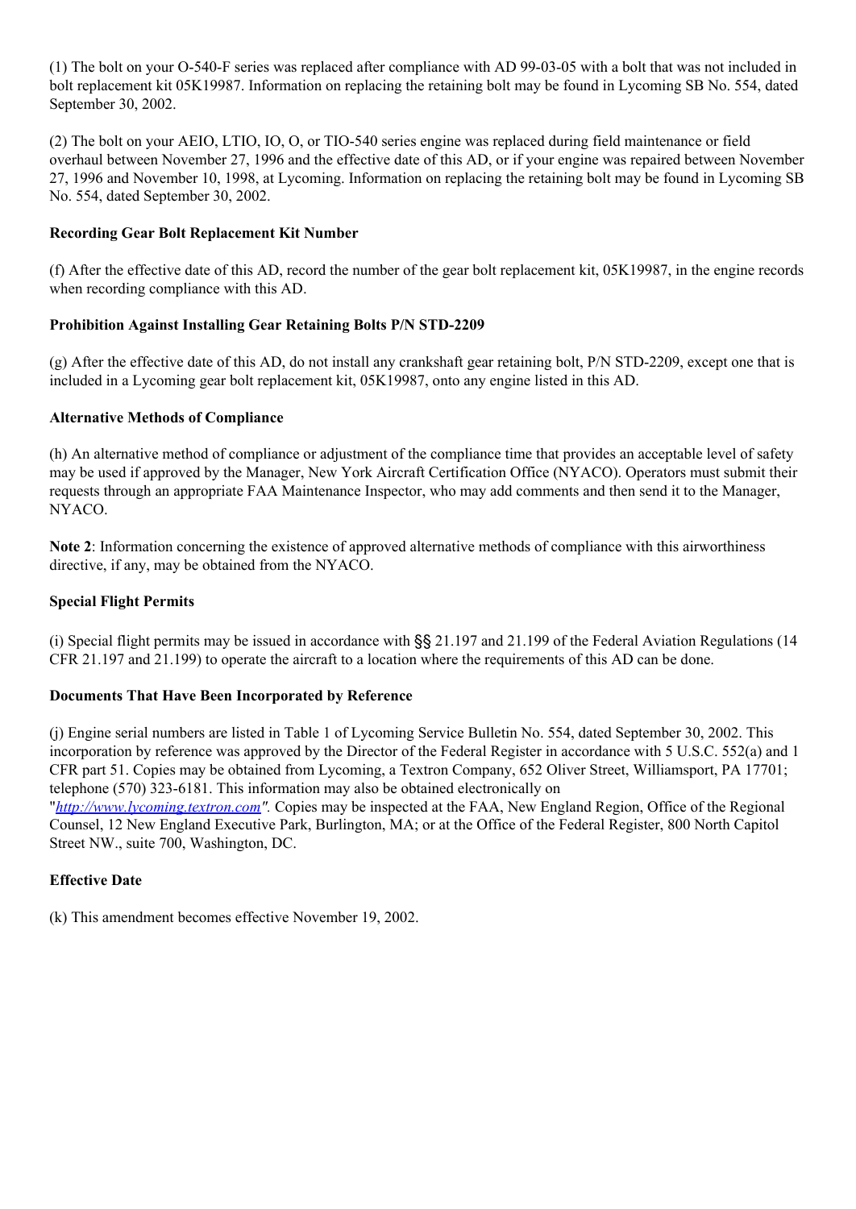(1) The bolt on your O-540-F series was replaced after compliance with AD 99-03-05 with a bolt that was not included in bolt replacement kit 05K19987. Information on replacing the retaining bolt may be found in Lycoming SB No. 554, dated September 30, 2002.

(2) The bolt on your AEIO, LTIO, IO, O, or TIO-540 series engine was replaced during field maintenance or field overhaul between November 27, 1996 and the effective date of this AD, or if your engine was repaired between November 27, 1996 and November 10, 1998, at Lycoming. Information on replacing the retaining bolt may be found in Lycoming SB No. 554, dated September 30, 2002.

**Recording Gear Bolt Replacement Kit Number**

(f) After the effective date of this AD, record the number of the gear bolt replacement kit, 05K19987, in the engine records when recording compliance with this AD.

**Prohibition Against Installing Gear Retaining Bolts P/N STD-2209**

(g) After the effective date of this AD, do not install any crankshaft gear retaining bolt, P/N STD-2209, except one that is included in a Lycoming gear bolt replacement kit, 05K19987, onto any engine listed in this AD.

**Alternative Methods of Compliance**

(h) An alternative method of compliance or adjustment of the compliance time that provides an acceptable level of safety may be used if approved by the Manager, New York Aircraft Certification Office (NYACO). Operators must submit their requests through an appropriate FAA Maintenance Inspector, who may add comments and then send it to the Manager, NYACO.

**Note 2**: Information concerning the existence of approved alternative methods of compliance with this airworthiness directive, if any, may be obtained from the NYACO.

**Special Flight Permits**

(i) Special flight permits may be issued in accordance with §§ 21.197 and 21.199 of the Federal Aviation Regulations (14 CFR 21.197 and 21.199) to operate the aircraft to a location where the requirements of this AD can be done.

**Documents That Have Been Incorporated by Reference**

(j) Engine serial numbers are listed in Table 1 of Lycoming Service Bulletin No. 554, dated September 30, 2002. This incorporation by reference was approved by the Director of the Federal Register in accordance with 5 U.S.C. 552(a) and 1 CFR part 51. Copies may be obtained from Lycoming, a Textron Company, 652 Oliver Street, Williamsport, PA 17701; telephone (570) 323-6181. This information may also be obtained electronically on "*http://www.lycoming.textron.com*". Copies may be inspected at the FAA, New England Region, Office of the Regional Counsel, 12 New England Executive Park, Burlington, MA; or at the Office of the Federal Register, 800 North Capitol Street NW., suite 700, Washington, DC.

**Effective Date**

(k) This amendment becomes effective November 19, 2002.